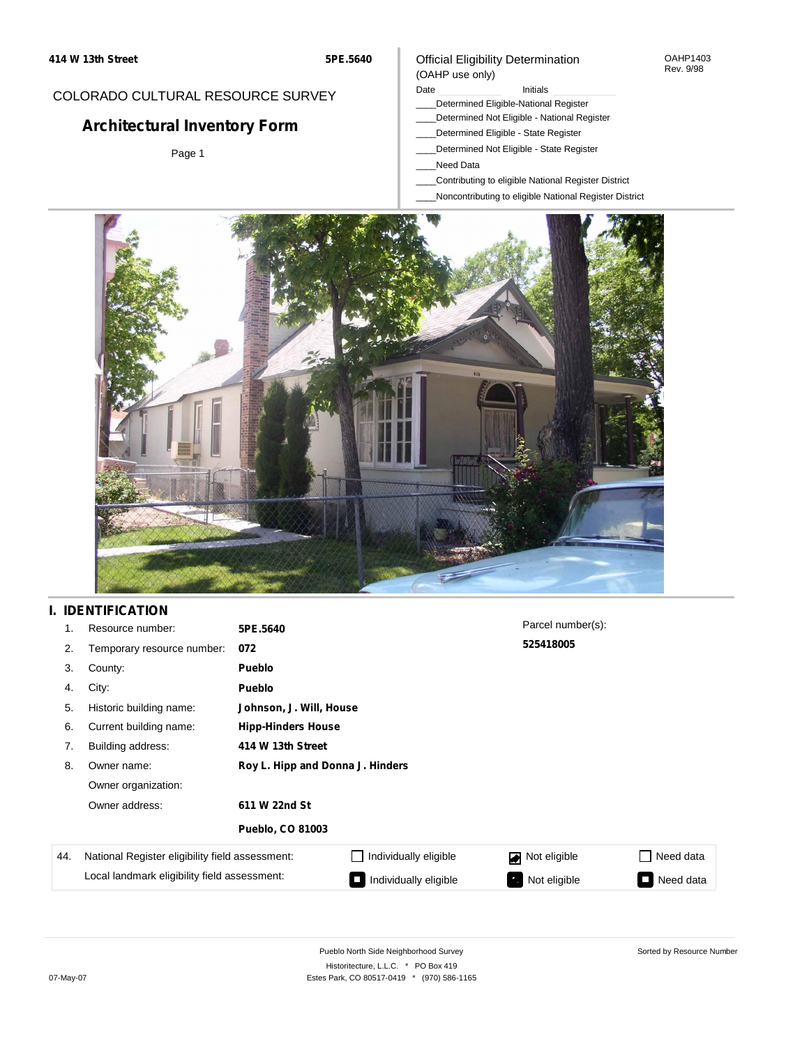414 W 13th Street | 5PE.5640

COLORADO CULTURAL RESOURCE SURVEY

# Architectural Inventory Form

Page 1

Official Eligibility Determination
(OAHP use only)

OAHP1403
Rev. 9/98

Date ____________ Initials ____________

____Determined Eligible-National Register
____Determined Not Eligible - National Register
____Determined Eligible - State Register
____Determined Not Eligible - State Register
____Need Data
____Contributing to eligible National Register District
____Noncontributing to eligible National Register District

## I. IDENTIFICATION

1. Resource number: **5PE.5640**
2. Temporary resource number: **072**
3. County: **Pueblo**
4. City: **Pueblo**
5. Historic building name: **Johnson, J. Will, House**
6. Current building name: **Hipp-Hinders House**
7. Building address: **414 W 13th Street**
8. Owner name: **Roy L. Hipp and Donna J. Hinders**

   Owner organization:

   Owner address: **611 W 22nd St**

   **Pueblo, CO 81003**

Parcel number(s): **525418005**

| 44. | | | | |
|---|---|---|---|---|
| | National Register eligibility field assessment: | ☐ Individually eligible | ☑ Not eligible | ☐ Need data |
| | Local landmark eligibility field assessment: | ☐ Individually eligible | ☐ Not eligible | ☐ Need data |

Pueblo North Side Neighborhood Survey
Historitecture, L.L.C. * PO Box 419
Estes Park, CO 80517-0419 * (970) 586-1165

Sorted by Resource Number

07-May-07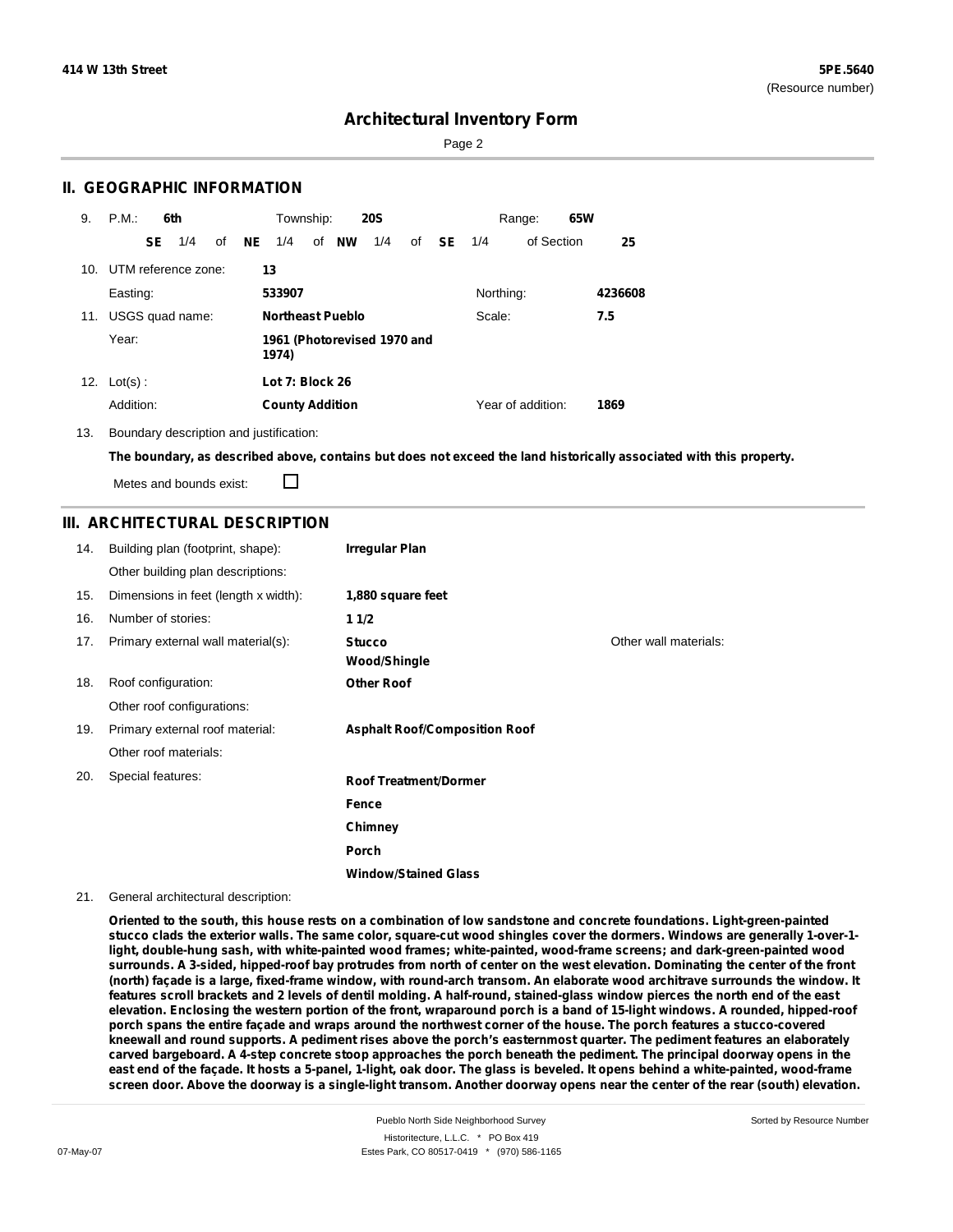## II. GEOGRAPHIC INFORMATION

9. P.M.: **6th** Township: **20S** Range: **65W**

**SE** 1/4 of **NE** 1/4 of **NW** 1/4 of **SE** 1/4 of Section **25**

10. UTM reference zone: **13**

Easting: **533907** Northing: **4236608**

11. USGS quad name: **Northeast Pueblo** Scale: **7.5**

Year: **1961 (Photorevised 1970 and 1974)**

12. Lot(s) : **Lot 7: Block 26**

Addition: **County Addition** Year of addition: **1869**

13. Boundary description and justification:

**The boundary, as described above, contains but does not exceed the land historically associated with this property.**

Metes and bounds exist: ☐

## III. ARCHITECTURAL DESCRIPTION

14. Building plan (footprint, shape): **Irregular Plan**

Other building plan descriptions:

15. Dimensions in feet (length x width): **1,880 square feet**

16. Number of stories: **1 1/2**

17. Primary external wall material(s): **Stucco**, **Wood/Shingle** Other wall materials:

18. Roof configuration: **Other Roof**

Other roof configurations:

19. Primary external roof material: **Asphalt Roof/Composition Roof**

Other roof materials:

20. Special features:

**Roof Treatment/Dormer**

**Fence**

**Chimney**

**Porch**

**Window/Stained Glass**

21. General architectural description:

**Oriented to the south, this house rests on a combination of low sandstone and concrete foundations. Light-green-painted stucco clads the exterior walls. The same color, square-cut wood shingles cover the dormers. Windows are generally 1-over-1-light, double-hung sash, with white-painted wood frames; white-painted, wood-frame screens; and dark-green-painted wood surrounds. A 3-sided, hipped-roof bay protrudes from north of center on the west elevation. Dominating the center of the front (north) façade is a large, fixed-frame window, with round-arch transom. An elaborate wood architrave surrounds the window. It features scroll brackets and 2 levels of dentil molding. A half-round, stained-glass window pierces the north end of the east elevation. Enclosing the western portion of the front, wraparound porch is a band of 15-light windows. A rounded, hipped-roof porch spans the entire façade and wraps around the northwest corner of the house. The porch features a stucco-covered kneewall and round supports. A pediment rises above the porch's easternmost quarter. The pediment features an elaborately carved bargeboard. A 4-step concrete stoop approaches the porch beneath the pediment. The principal doorway opens in the east end of the façade. It hosts a 5-panel, 1-light, oak door. The glass is beveled. It opens behind a white-painted, wood-frame screen door. Above the doorway is a single-light transom. Another doorway opens near the center of the rear (south) elevation.**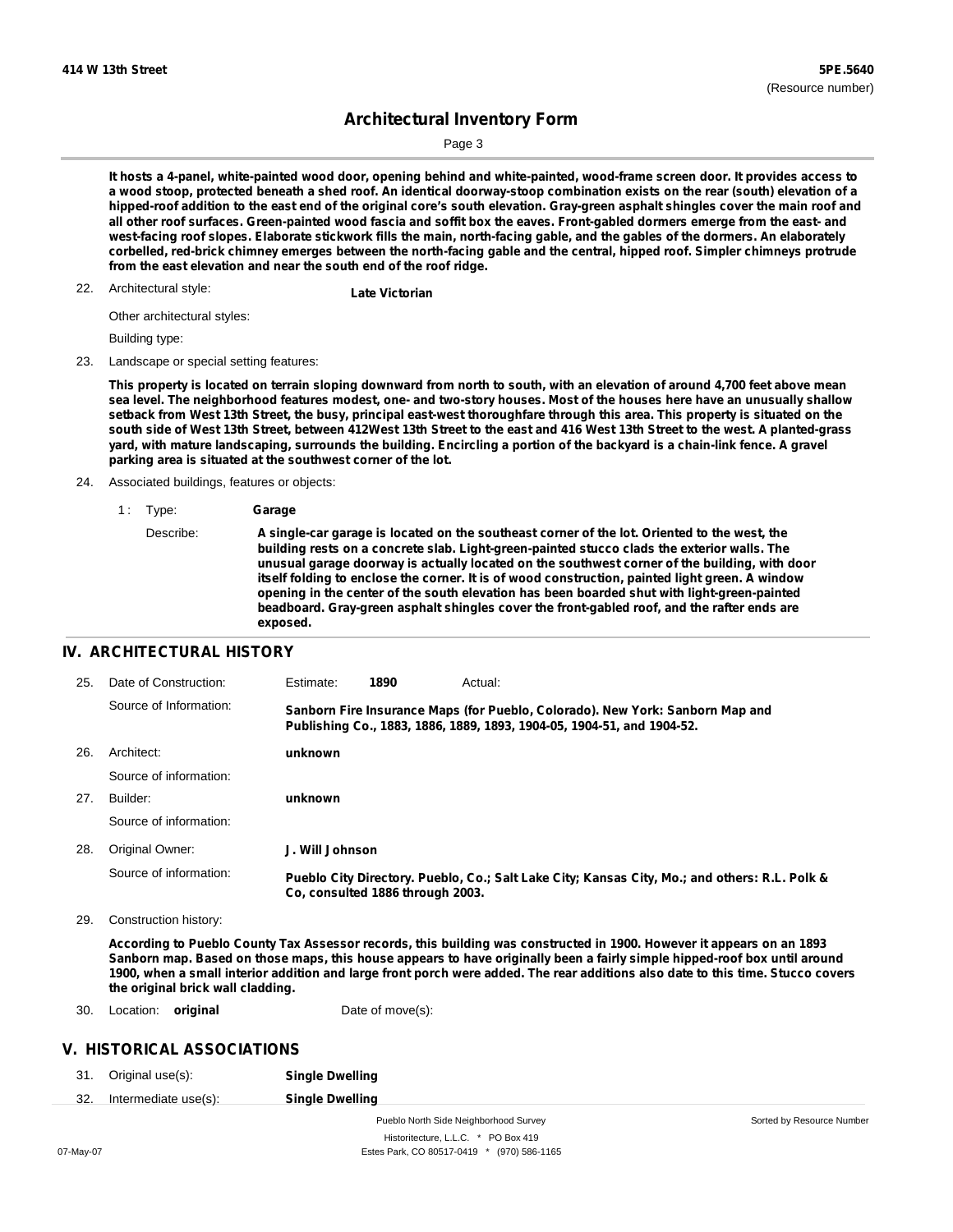It hosts a 4-panel, white-painted wood door, opening behind and white-painted, wood-frame screen door. It provides access to a wood stoop, protected beneath a shed roof. An identical doorway-stoop combination exists on the rear (south) elevation of a hipped-roof addition to the east end of the original core's south elevation. Gray-green asphalt shingles cover the main roof and all other roof surfaces. Green-painted wood fascia and soffit box the eaves. Front-gabled dormers emerge from the east- and west-facing roof slopes. Elaborate stickwork fills the main, north-facing gable, and the gables of the dormers. An elaborately corbelled, red-brick chimney emerges between the north-facing gable and the central, hipped roof. Simpler chimneys protrude from the east elevation and near the south end of the roof ridge.

22. Architectural style: **Late Victorian**

Other architectural styles:

Building type:

23. Landscape or special setting features:

This property is located on terrain sloping downward from north to south, with an elevation of around 4,700 feet above mean sea level. The neighborhood features modest, one- and two-story houses. Most of the houses here have an unusually shallow setback from West 13th Street, the busy, principal east-west thoroughfare through this area. This property is situated on the south side of West 13th Street, between 412West 13th Street to the east and 416 West 13th Street to the west. A planted-grass yard, with mature landscaping, surrounds the building. Encircling a portion of the backyard is a chain-link fence. A gravel parking area is situated at the southwest corner of the lot.

24. Associated buildings, features or objects:

1 : Type: **Garage**

Describe: A single-car garage is located on the southeast corner of the lot. Oriented to the west, the building rests on a concrete slab. Light-green-painted stucco clads the exterior walls. The unusual garage doorway is actually located on the southwest corner of the building, with door itself folding to enclose the corner. It is of wood construction, painted light green. A window opening in the center of the south elevation has been boarded shut with light-green-painted beadboard. Gray-green asphalt shingles cover the front-gabled roof, and the rafter ends are exposed.

## IV. ARCHITECTURAL HISTORY

25. Date of Construction: Estimate: **1890** Actual:

Source of Information: Sanborn Fire Insurance Maps (for Pueblo, Colorado). New York: Sanborn Map and Publishing Co., 1883, 1886, 1889, 1893, 1904-05, 1904-51, and 1904-52.

26. Architect: **unknown**

Source of information:

27. Builder: **unknown**

Source of information:

28. Original Owner: **J. Will Johnson**

Source of information: Pueblo City Directory. Pueblo, Co.; Salt Lake City; Kansas City, Mo.; and others: R.L. Polk & Co, consulted 1886 through 2003.

29. Construction history:

According to Pueblo County Tax Assessor records, this building was constructed in 1900. However it appears on an 1893 Sanborn map. Based on those maps, this house appears to have originally been a fairly simple hipped-roof box until around 1900, when a small interior addition and large front porch were added. The rear additions also date to this time. Stucco covers the original brick wall cladding.

30. Location: **original** Date of move(s):

## V. HISTORICAL ASSOCIATIONS

31. Original use(s): **Single Dwelling**

32. Intermediate use(s): **Single Dwelling**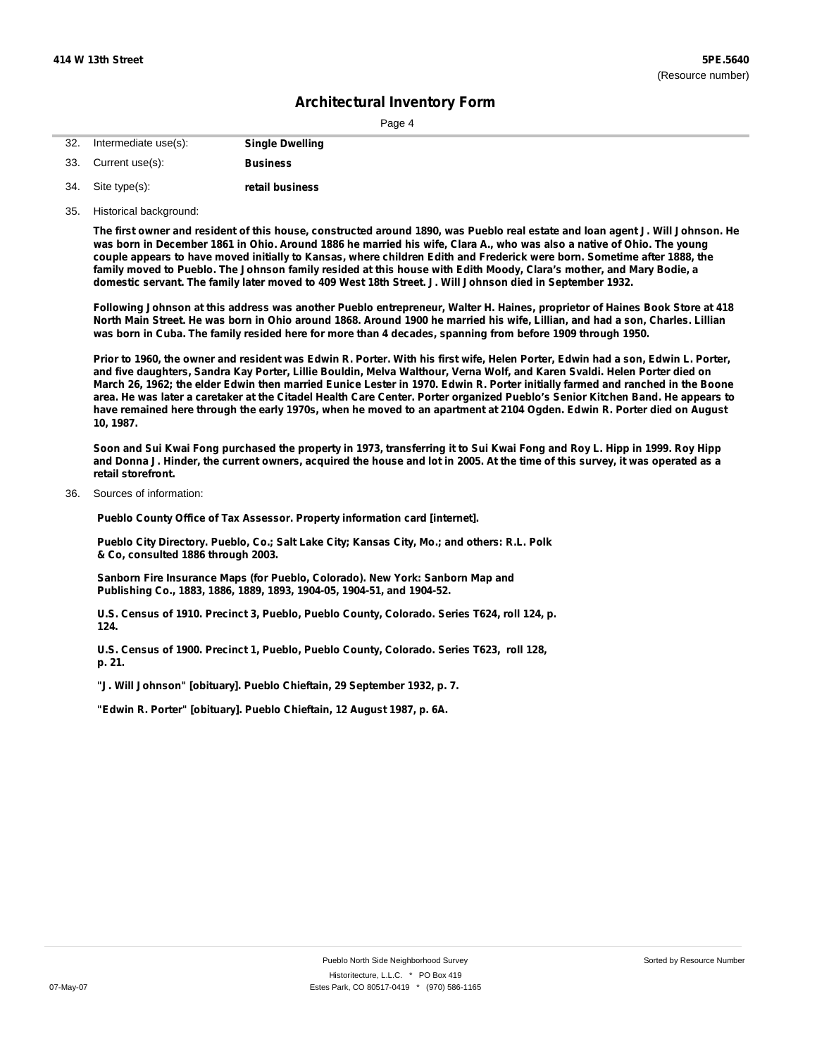## Architectural Inventory Form

| | | |
|---|---|---|
| 32. | Intermediate use(s): | **Single Dwelling** |
| 33. | Current use(s): | **Business** |
| 34. | Site type(s): | **retail business** |

35. Historical background:

**The first owner and resident of this house, constructed around 1890, was Pueblo real estate and loan agent J. Will Johnson. He was born in December 1861 in Ohio. Around 1886 he married his wife, Clara A., who was also a native of Ohio. The young couple appears to have moved initially to Kansas, where children Edith and Frederick were born. Sometime after 1888, the family moved to Pueblo. The Johnson family resided at this house with Edith Moody, Clara's mother, and Mary Bodie, a domestic servant. The family later moved to 409 West 18th Street. J. Will Johnson died in September 1932.**

**Following Johnson at this address was another Pueblo entrepreneur, Walter H. Haines, proprietor of Haines Book Store at 418 North Main Street. He was born in Ohio around 1868. Around 1900 he married his wife, Lillian, and had a son, Charles. Lillian was born in Cuba. The family resided here for more than 4 decades, spanning from before 1909 through 1950.**

**Prior to 1960, the owner and resident was Edwin R. Porter. With his first wife, Helen Porter, Edwin had a son, Edwin L. Porter, and five daughters, Sandra Kay Porter, Lillie Bouldin, Melva Walthour, Verna Wolf, and Karen Svaldi. Helen Porter died on March 26, 1962; the elder Edwin then married Eunice Lester in 1970. Edwin R. Porter initially farmed and ranched in the Boone area. He was later a caretaker at the Citadel Health Care Center. Porter organized Pueblo's Senior Kitchen Band. He appears to have remained here through the early 1970s, when he moved to an apartment at 2104 Ogden. Edwin R. Porter died on August 10, 1987.**

**Soon and Sui Kwai Fong purchased the property in 1973, transferring it to Sui Kwai Fong and Roy L. Hipp in 1999. Roy Hipp and Donna J. Hinder, the current owners, acquired the house and lot in 2005. At the time of this survey, it was operated as a retail storefront.**

36. Sources of information:

**Pueblo County Office of Tax Assessor. Property information card [internet].**

**Pueblo City Directory. Pueblo, Co.; Salt Lake City; Kansas City, Mo.; and others: R.L. Polk & Co, consulted 1886 through 2003.**

**Sanborn Fire Insurance Maps (for Pueblo, Colorado). New York: Sanborn Map and Publishing Co., 1883, 1886, 1889, 1893, 1904-05, 1904-51, and 1904-52.**

**U.S. Census of 1910. Precinct 3, Pueblo, Pueblo County, Colorado. Series T624, roll 124, p. 124.**

**U.S. Census of 1900. Precinct 1, Pueblo, Pueblo County, Colorado. Series T623, roll 128, p. 21.**

**"J. Will Johnson" [obituary]. Pueblo Chieftain, 29 September 1932, p. 7.**

**"Edwin R. Porter" [obituary]. Pueblo Chieftain, 12 August 1987, p. 6A.**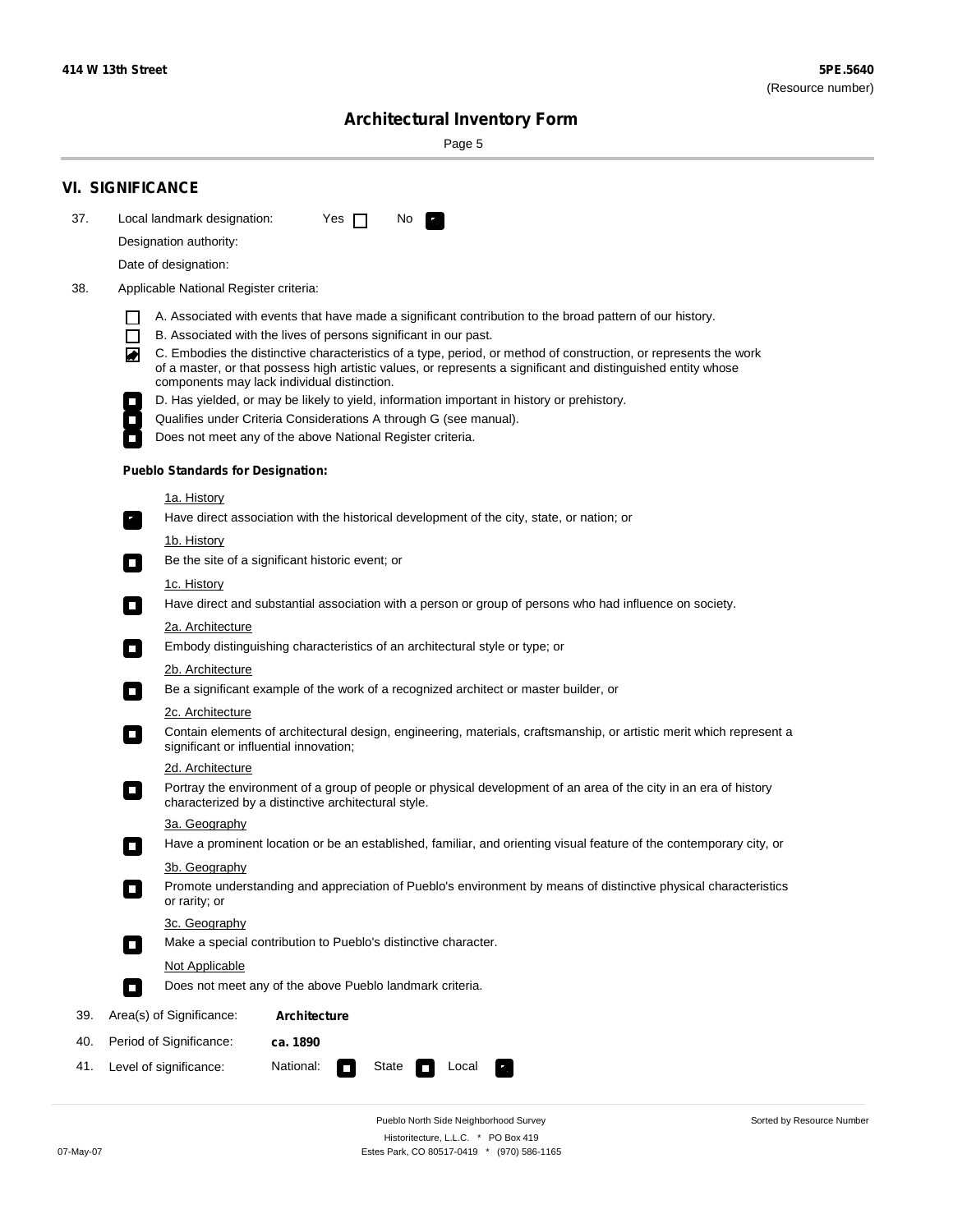## VI. SIGNIFICANCE

37. Local landmark designation: Yes ☐ No ☑

Designation authority:

Date of designation:

38. Applicable National Register criteria:

- ☐ A. Associated with events that have made a significant contribution to the broad pattern of our history.
- ☐ B. Associated with the lives of persons significant in our past.
- ☑ C. Embodies the distinctive characteristics of a type, period, or method of construction, or represents the work of a master, or that possess high artistic values, or represents a significant and distinguished entity whose components may lack individual distinction.
- ☐ D. Has yielded, or may be likely to yield, information important in history or prehistory.
- ☐ Qualifies under Criteria Considerations A through G (see manual).
- ☐ Does not meet any of the above National Register criteria.

**Pueblo Standards for Designation:**

1a. History
- ☑ Have direct association with the historical development of the city, state, or nation; or

1b. History
- ☐ Be the site of a significant historic event; or

1c. History
- ☐ Have direct and substantial association with a person or group of persons who had influence on society.

2a. Architecture
- ☐ Embody distinguishing characteristics of an architectural style or type; or

2b. Architecture
- ☐ Be a significant example of the work of a recognized architect or master builder, or

2c. Architecture
- ☐ Contain elements of architectural design, engineering, materials, craftsmanship, or artistic merit which represent a significant or influential innovation;

2d. Architecture
- ☐ Portray the environment of a group of people or physical development of an area of the city in an era of history characterized by a distinctive architectural style.

3a. Geography
- ☐ Have a prominent location or be an established, familiar, and orienting visual feature of the contemporary city, or

3b. Geography
- ☐ Promote understanding and appreciation of Pueblo's environment by means of distinctive physical characteristics or rarity; or

3c. Geography
- ☐ Make a special contribution to Pueblo's distinctive character.

Not Applicable
- ☐ Does not meet any of the above Pueblo landmark criteria.

39. Area(s) of Significance: **Architecture**

40. Period of Significance: **ca. 1890**

41. Level of significance: National: ☐ State ☐ Local ☑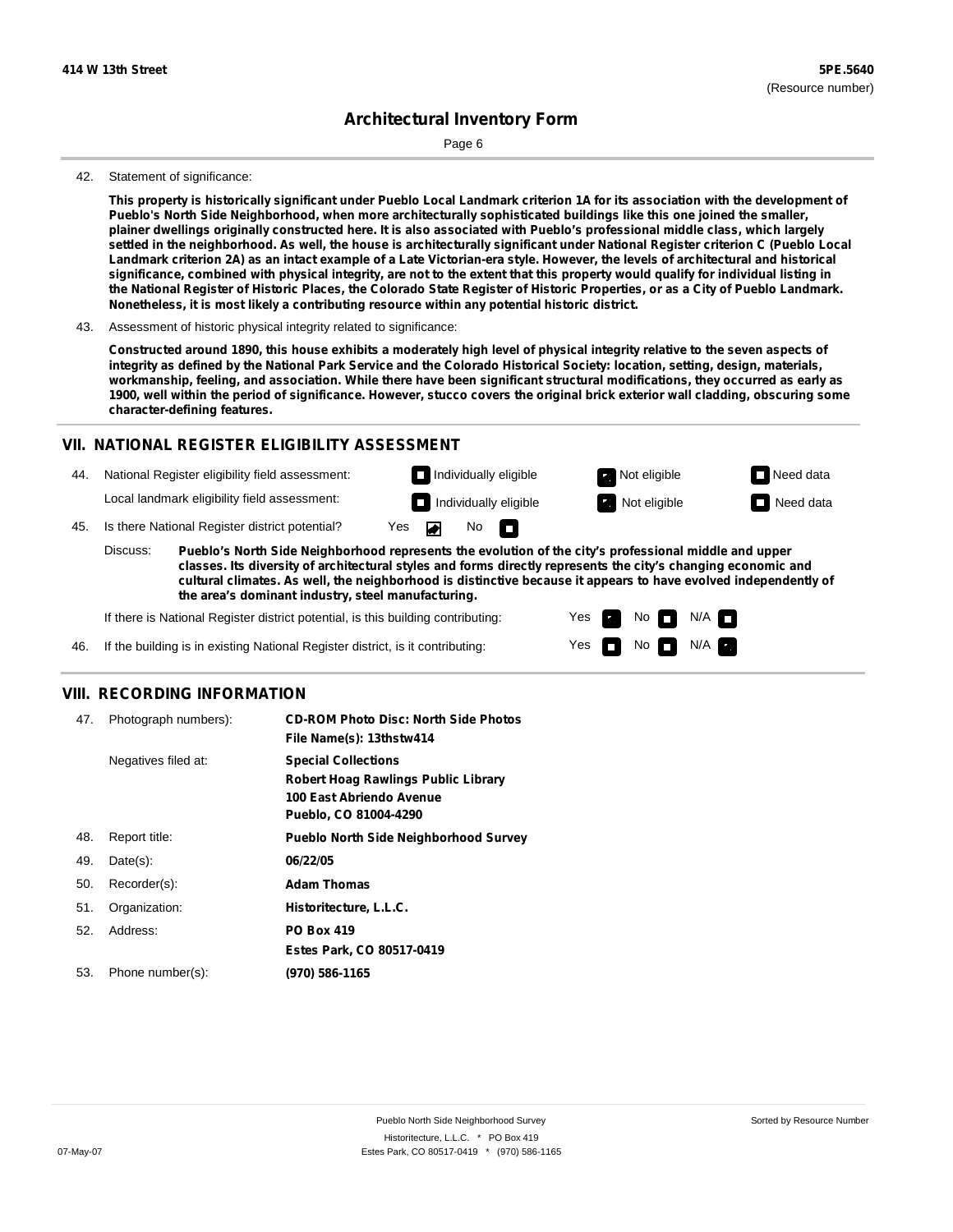42. Statement of significance:

**This property is historically significant under Pueblo Local Landmark criterion 1A for its association with the development of Pueblo's North Side Neighborhood, when more architecturally sophisticated buildings like this one joined the smaller, plainer dwellings originally constructed here. It is also associated with Pueblo's professional middle class, which largely settled in the neighborhood. As well, the house is architecturally significant under National Register criterion C (Pueblo Local Landmark criterion 2A) as an intact example of a Late Victorian-era style. However, the levels of architectural and historical significance, combined with physical integrity, are not to the extent that this property would qualify for individual listing in the National Register of Historic Places, the Colorado State Register of Historic Properties, or as a City of Pueblo Landmark. Nonetheless, it is most likely a contributing resource within any potential historic district.**

43. Assessment of historic physical integrity related to significance:

**Constructed around 1890, this house exhibits a moderately high level of physical integrity relative to the seven aspects of integrity as defined by the National Park Service and the Colorado Historical Society: location, setting, design, materials, workmanship, feeling, and association. While there have been significant structural modifications, they occurred as early as 1900, well within the period of significance. However, stucco covers the original brick exterior wall cladding, obscuring some character-defining features.**

## VII. NATIONAL REGISTER ELIGIBILITY ASSESSMENT

44. National Register eligibility field assessment: ☐ Individually eligible ☒ Not eligible ☐ Need data

Local landmark eligibility field assessment: ☐ Individually eligible ☒ Not eligible ☐ Need data

45. Is there National Register district potential? Yes ☒ No ☐

Discuss: **Pueblo's North Side Neighborhood represents the evolution of the city's professional middle and upper classes. Its diversity of architectural styles and forms directly represents the city's changing economic and cultural climates. As well, the neighborhood is distinctive because it appears to have evolved independently of the area's dominant industry, steel manufacturing.**

If there is National Register district potential, is this building contributing: Yes ☒ No ☐ N/A ☐

46. If the building is in existing National Register district, is it contributing: Yes ☐ No ☐ N/A ☒

## VIII. RECORDING INFORMATION

| | | |
|---|---|---|
| 47. | Photograph numbers): | **CD-ROM Photo Disc: North Side Photos**<br>**File Name(s): 13thstw414** |
| | Negatives filed at: | **Special Collections**<br>**Robert Hoag Rawlings Public Library**<br>**100 East Abriendo Avenue**<br>**Pueblo, CO 81004-4290** |
| 48. | Report title: | **Pueblo North Side Neighborhood Survey** |
| 49. | Date(s): | **06/22/05** |
| 50. | Recorder(s): | **Adam Thomas** |
| 51. | Organization: | **Historitecture, L.L.C.** |
| 52. | Address: | **PO Box 419**<br>**Estes Park, CO 80517-0419** |
| 53. | Phone number(s): | **(970) 586-1165** |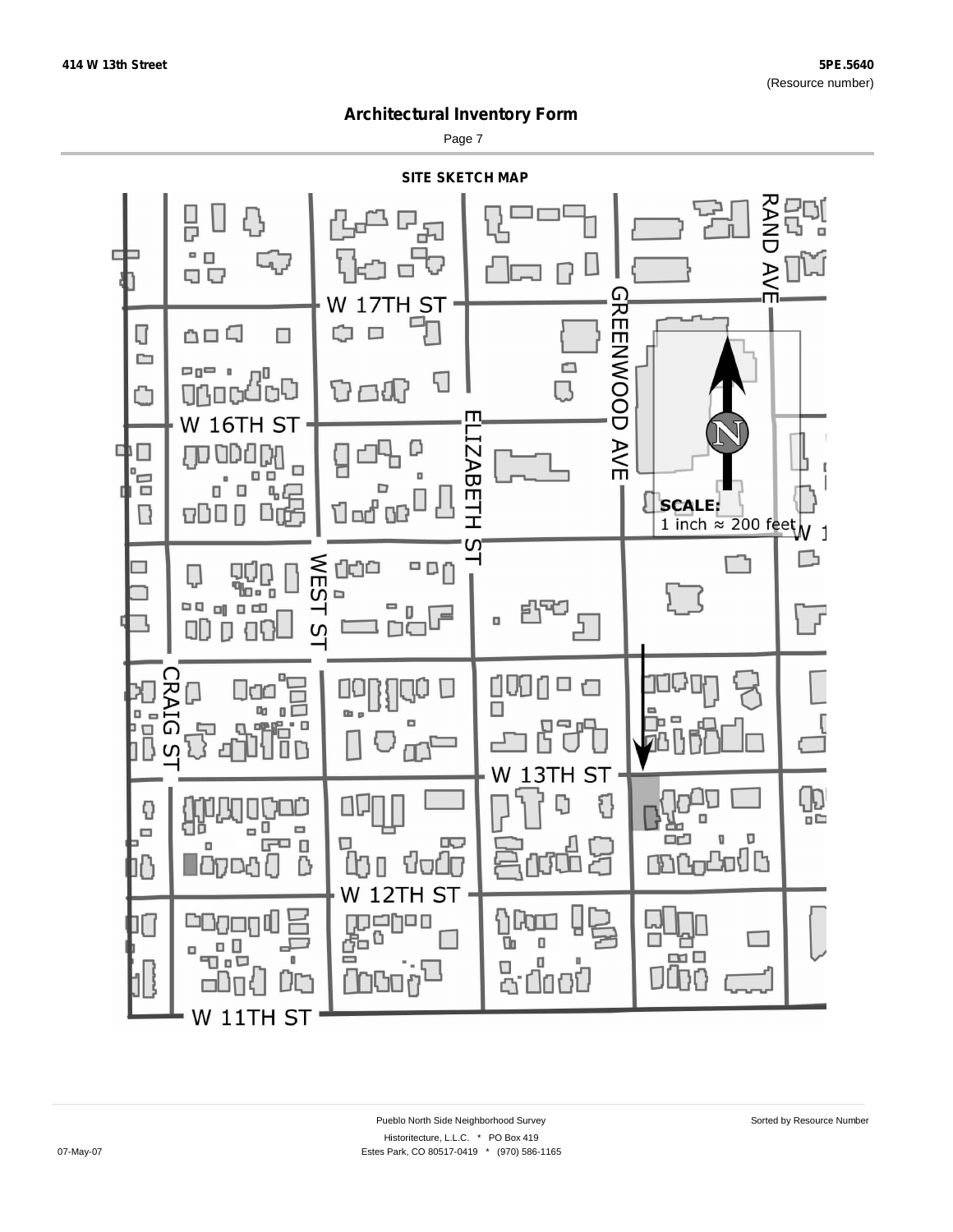414 W 13th Street

5PE.5640
(Resource number)

# Architectural Inventory Form

## SITE SKETCH MAP

W 17TH ST

RAND AVE

GREENWOOD AVE

W 16TH ST

ELIZABETH ST

SCALE:
1 inch ≈ 200 feet

WEST ST

CRAIG ST

W 13TH ST

W 12TH ST

W 11TH ST

Pueblo North Side Neighborhood Survey

Sorted by Resource Number

Historitecture, L.L.C. * PO Box 419

07-May-07

Estes Park, CO 80517-0419 * (970) 586-1165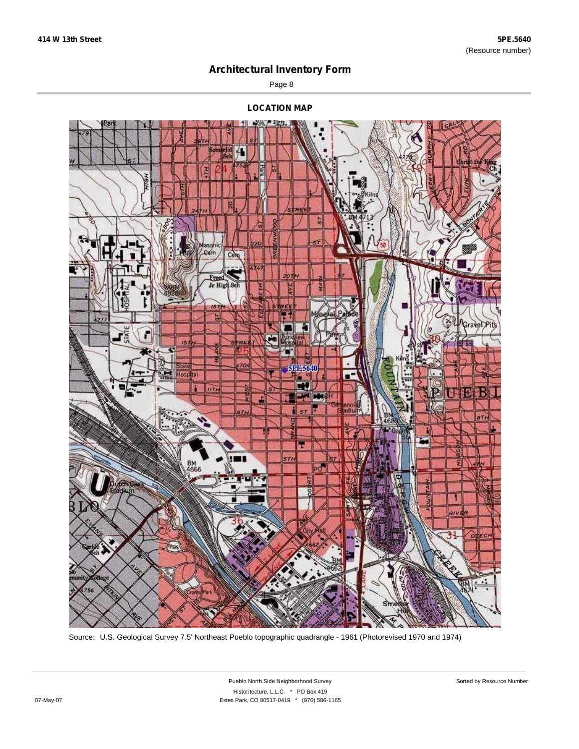# Architectural Inventory Form

## LOCATION MAP

Source: U.S. Geological Survey 7.5' Northeast Pueblo topographic quadrangle - 1961 (Photorevised 1970 and 1974)